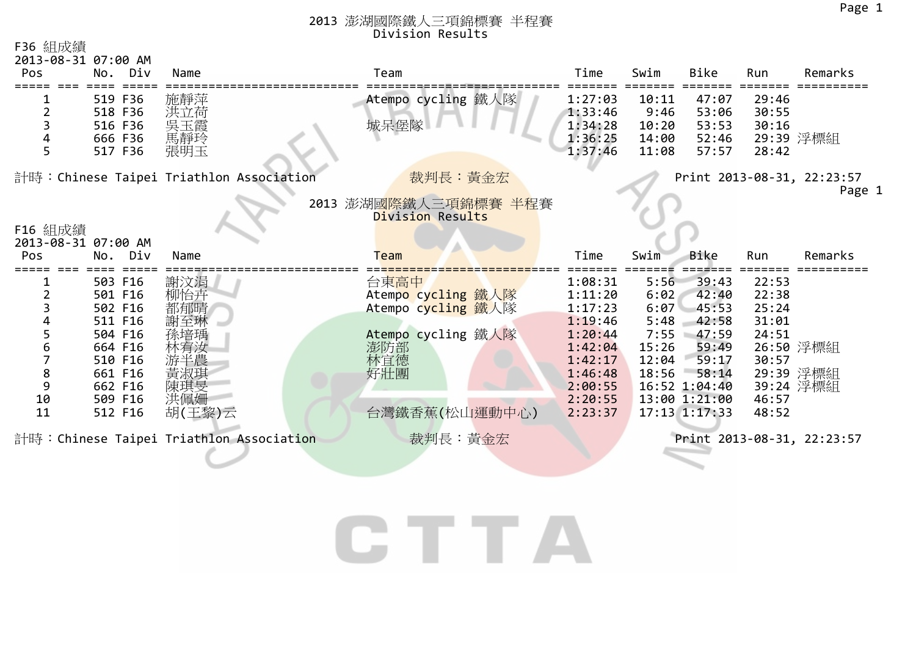# 2013 澎湖國際鐵人三項錦標賽 半程賽

## Division Results

F36 組成績

2013-08-31 07:00 AM

| Pos | No. | Div | Name | Team | Time | Swim | Bike | Run | Remarks |
|---|---|---|---|---|---|---|---|---|---|
| 1 | 519 | F36 | 施靜萍 | Atempo cycling 鐵人隊 | 1:27:03 | 10:11 | 47:07 | 29:46 | |
| 2 | 518 | F36 | 洪立荷 | | 1:33:46 | 9:46 | 53:06 | 30:55 | |
| 3 | 516 | F36 | 吳玉霞 | 城呆堡隊 | 1:34:28 | 10:20 | 53:53 | 30:16 | |
| 4 | 666 | F36 | 馬靜玲 | | 1:36:25 | 14:00 | 52:46 | 29:39 | 浮標組 |
| 5 | 517 | F36 | 張明玉 | | 1:37:46 | 11:08 | 57:57 | 28:42 | |

計時：Chinese Taipei Triathlon Association　　裁判長：黃金宏　　Print 2013-08-31, 22:23:57

# 2013 澎湖國際鐵人三項錦標賽 半程賽

## Division Results

F16 組成績

2013-08-31 07:00 AM

| Pos | No. | Div | Name | Team | Time | Swim | Bike | Run | Remarks |
|---|---|---|---|---|---|---|---|---|---|
| 1 | 503 | F16 | 謝汶涓 | 台東高中 | 1:08:31 | 5:56 | 39:43 | 22:53 | |
| 2 | 501 | F16 | 柳怡卉 | Atempo cycling 鐵人隊 | 1:11:20 | 6:02 | 42:40 | 22:38 | |
| 3 | 502 | F16 | 都郁晴 | Atempo cycling 鐵人隊 | 1:17:23 | 6:07 | 45:53 | 25:24 | |
| 4 | 511 | F16 | 謝至琳 | | 1:19:46 | 5:48 | 42:58 | 31:01 | |
| 5 | 504 | F16 | 孫培瑀 | Atempo cycling 鐵人隊 | 1:20:44 | 7:55 | 47:59 | 24:51 | |
| 6 | 664 | F16 | 林宥汝 | 澎防部 | 1:42:04 | 15:26 | 59:49 | 26:50 | 浮標組 |
| 7 | 510 | F16 | 游半農 | 林宜德 | 1:42:17 | 12:04 | 59:17 | 30:57 | |
| 8 | 661 | F16 | 黃淑琪 | 好壯團 | 1:46:48 | 18:56 | 58:14 | 29:39 | 浮標組 |
| 9 | 662 | F16 | 陳琪旻 | | 2:00:55 | 16:52 | 1:04:40 | 39:24 | 浮標組 |
| 10 | 509 | F16 | 洪佩姍 | | 2:20:55 | 13:00 | 1:21:00 | 46:57 | |
| 11 | 512 | F16 | 胡(王黎)云 | 台灣鐵香蕉(松山運動中心) | 2:23:37 | 17:13 | 1:17:33 | 48:52 | |

計時：Chinese Taipei Triathlon Association　　裁判長：黃金宏　　Print 2013-08-31, 22:23:57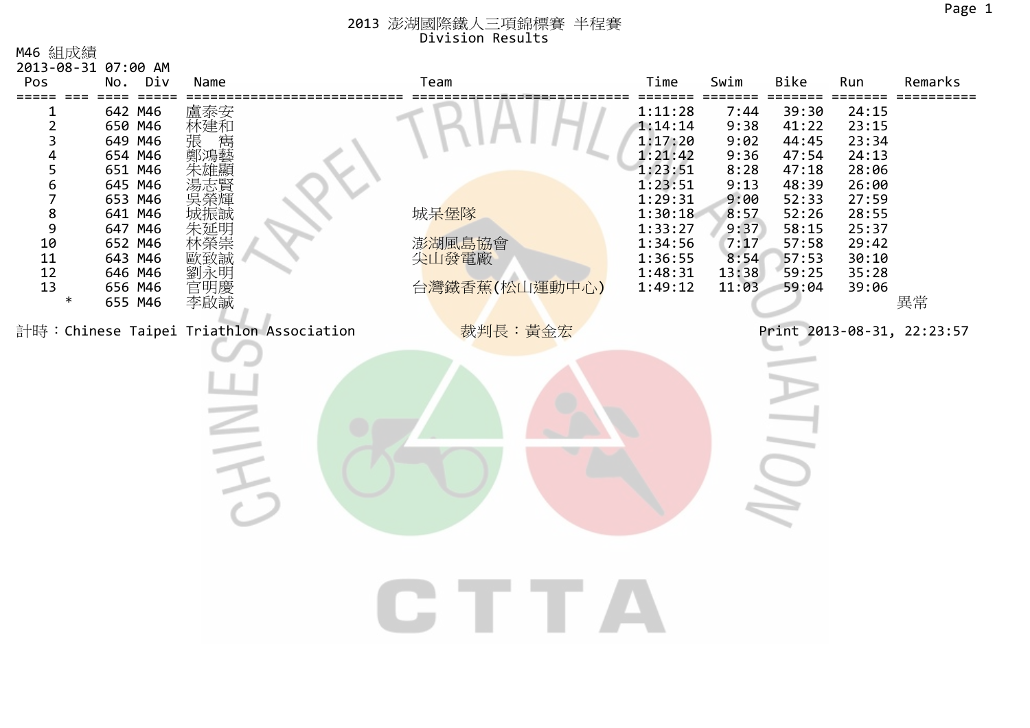# 2013 澎湖國際鐵人三項錦標賽 半程賽
## Division Results

M46 組成績
2013-08-31 07:00 AM

| Pos | | No. | Div | Name | Team | Time | Swim | Bike | Run | Remarks |
|---|---|---|---|---|---|---|---|---|---|---|
| 1 | | 642 | M46 | 盧泰安 | | 1:11:28 | 7:44 | 39:30 | 24:15 | |
| 2 | | 650 | M46 | 林建和 | | 1:14:14 | 9:38 | 41:22 | 23:15 | |
| 3 | | 649 | M46 | 張　雋 | | 1:17:20 | 9:02 | 44:45 | 23:34 | |
| 4 | | 654 | M46 | 鄭鴻藝 | | 1:21:42 | 9:36 | 47:54 | 24:13 | |
| 5 | | 651 | M46 | 朱雄顯 | | 1:23:51 | 8:28 | 47:18 | 28:06 | |
| 6 | | 645 | M46 | 湯志賢 | | 1:23:51 | 9:13 | 48:39 | 26:00 | |
| 7 | | 653 | M46 | 吳榮輝 | | 1:29:31 | 9:00 | 52:33 | 27:59 | |
| 8 | | 641 | M46 | 城振誠 | 城呆堡隊 | 1:30:18 | 8:57 | 52:26 | 28:55 | |
| 9 | | 647 | M46 | 朱延明 | | 1:33:27 | 9:37 | 58:15 | 25:37 | |
| 10 | | 652 | M46 | 林榮崇 | 澎湖風島協會 | 1:34:56 | 7:17 | 57:58 | 29:42 | |
| 11 | | 643 | M46 | 歐致誠 | 尖山發電廠 | 1:36:55 | 8:54 | 57:53 | 30:10 | |
| 12 | | 646 | M46 | 劉永明 | | 1:48:31 | 13:38 | 59:25 | 35:28 | |
| 13 | | 656 | M46 | 官明慶 | 台灣鐵香蕉(松山運動中心) | 1:49:12 | 11:03 | 59:04 | 39:06 | |
| | * | 655 | M46 | 李啟誠 | | | | | | 異常 |

計時：Chinese Taipei Triathlon Association　　裁判長：黃金宏　　Print 2013-08-31, 22:23:57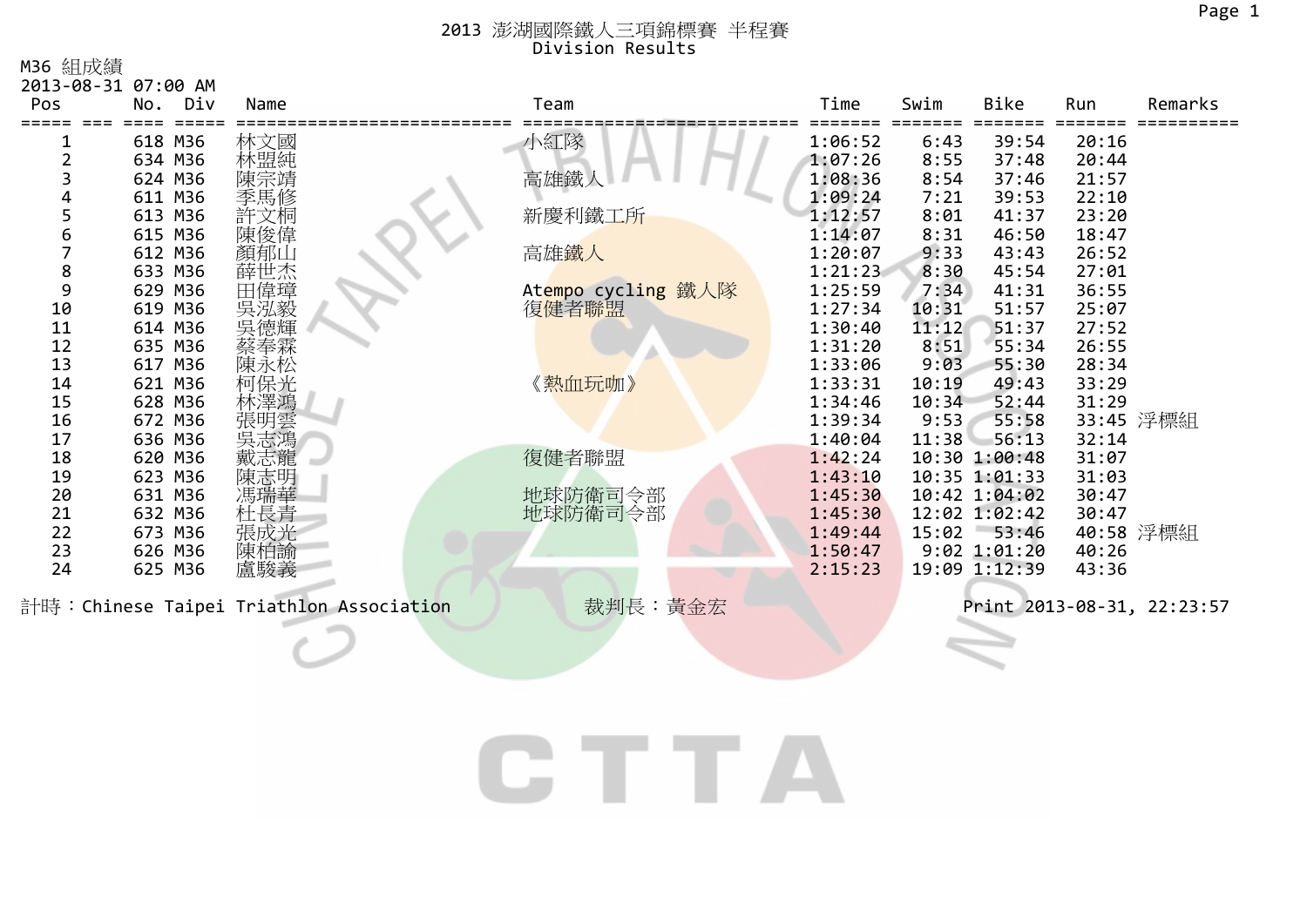# 2013 澎湖國際鐵人三項錦標賽 半程賽

## Division Results

M36 組成績

2013-08-31 07:00 AM

| Pos | No. | Div | Name | Team | Time | Swim | Bike | Run | Remarks |
|---|---|---|---|---|---|---|---|---|---|
| 1 | 618 | M36 | 林文國 | 小紅隊 | 1:06:52 | 6:43 | 39:54 | 20:16 | |
| 2 | 634 | M36 | 林盟純 | | 1:07:26 | 8:55 | 37:48 | 20:44 | |
| 3 | 624 | M36 | 陳宗靖 | 高雄鐵人 | 1:08:36 | 8:54 | 37:46 | 21:57 | |
| 4 | 611 | M36 | 季馬修 | | 1:09:24 | 7:21 | 39:53 | 22:10 | |
| 5 | 613 | M36 | 許文桐 | 新慶利鐵工所 | 1:12:57 | 8:01 | 41:37 | 23:20 | |
| 6 | 615 | M36 | 陳俊偉 | | 1:14:07 | 8:31 | 46:50 | 18:47 | |
| 7 | 612 | M36 | 顏郁山 | 高雄鐵人 | 1:20:07 | 9:33 | 43:43 | 26:52 | |
| 8 | 633 | M36 | 薛世杰 | | 1:21:23 | 8:30 | 45:54 | 27:01 | |
| 9 | 629 | M36 | 田偉璋 | Atempo cycling 鐵人隊 | 1:25:59 | 7:34 | 41:31 | 36:55 | |
| 10 | 619 | M36 | 吳泓毅 | 復健者聯盟 | 1:27:34 | 10:31 | 51:57 | 25:07 | |
| 11 | 614 | M36 | 吳德輝 | | 1:30:40 | 11:12 | 51:37 | 27:52 | |
| 12 | 635 | M36 | 蔡奉霖 | | 1:31:20 | 8:51 | 55:34 | 26:55 | |
| 13 | 617 | M36 | 陳永松 | | 1:33:06 | 9:03 | 55:30 | 28:34 | |
| 14 | 621 | M36 | 柯保光 | 《熱血玩咖》 | 1:33:31 | 10:19 | 49:43 | 33:29 | |
| 15 | 628 | M36 | 林澤鴻 | | 1:34:46 | 10:34 | 52:44 | 31:29 | |
| 16 | 672 | M36 | 張明雲 | | 1:39:34 | 9:53 | 55:58 | 33:45 | 浮標組 |
| 17 | 636 | M36 | 吳志鴻 | | 1:40:04 | 11:38 | 56:13 | 32:14 | |
| 18 | 620 | M36 | 戴志龍 | 復健者聯盟 | 1:42:24 | 10:30 | 1:00:48 | 31:07 | |
| 19 | 623 | M36 | 陳志明 | | 1:43:10 | 10:35 | 1:01:33 | 31:03 | |
| 20 | 631 | M36 | 馮瑞華 | 地球防衛司令部 | 1:45:30 | 10:42 | 1:04:02 | 30:47 | |
| 21 | 632 | M36 | 杜長青 | 地球防衛司令部 | 1:45:30 | 12:02 | 1:02:42 | 30:47 | |
| 22 | 673 | M36 | 張成光 | | 1:49:44 | 15:02 | 53:46 | 40:58 | 浮標組 |
| 23 | 626 | M36 | 陳柏諭 | | 1:50:47 | 9:02 | 1:01:20 | 40:26 | |
| 24 | 625 | M36 | 盧駿義 | | 2:15:23 | 19:09 | 1:12:39 | 43:36 | |

計時：Chinese Taipei Triathlon Association　　裁判長：黃金宏　　Print 2013-08-31, 22:23:57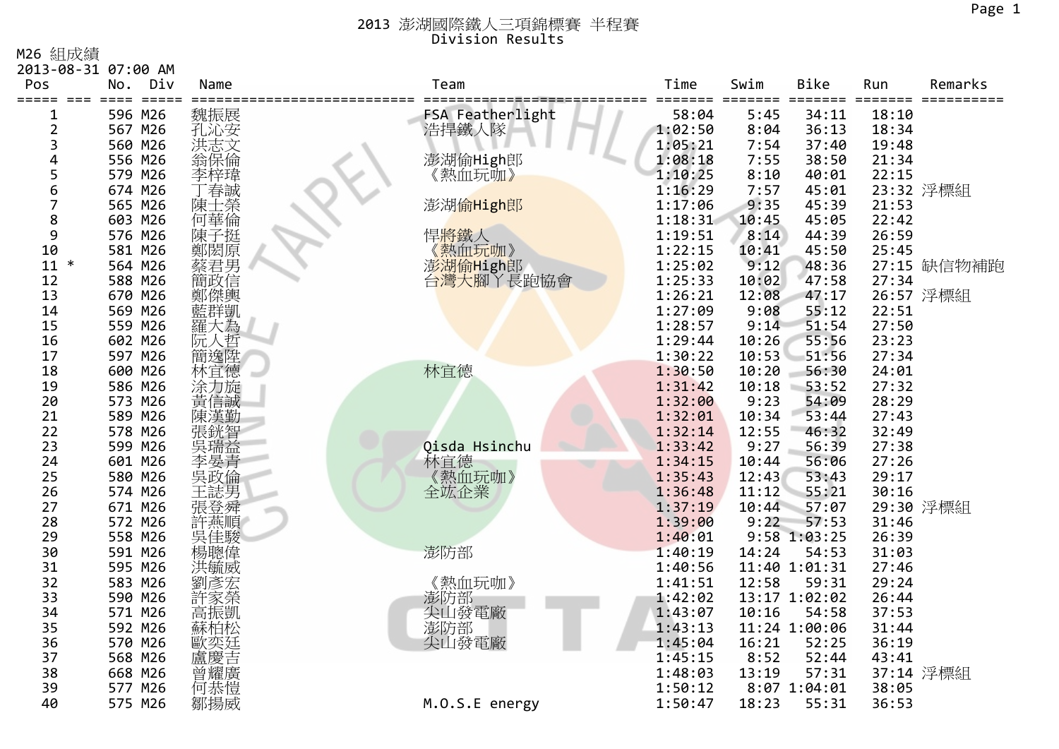# 2013 澎湖國際鐵人三項錦標賽 半程賽

Division Results

M26 組成績

2013-08-31 07:00 AM

| Pos | | No. | Div | Name | Team | Time | Swim | Bike | Run | Remarks |
|---|---|---|---|---|---|---|---|---|---|---|
| 1 | | 596 | M26 | 魏振展 | FSA Featherlight | 58:04 | 5:45 | 34:11 | 18:10 | |
| 2 | | 567 | M26 | 孔沁安 | 浩捍鐵人隊 | 1:02:50 | 8:04 | 36:13 | 18:34 | |
| 3 | | 560 | M26 | 洪志文 | | 1:05:21 | 7:54 | 37:40 | 19:48 | |
| 4 | | 556 | M26 | 翁保倫 | 澎湖偷High郎 | 1:08:18 | 7:55 | 38:50 | 21:34 | |
| 5 | | 579 | M26 | 李梓瑋 | 《熱血玩咖》 | 1:10:25 | 8:10 | 40:01 | 22:15 | |
| 6 | | 674 | M26 | 丁春誠 | | 1:16:29 | 7:57 | 45:01 | 23:32 | 浮標組 |
| 7 | | 565 | M26 | 陳士榮 | 澎湖偷High郎 | 1:17:06 | 9:35 | 45:39 | 21:53 | |
| 8 | | 603 | M26 | 何華倫 | | 1:18:31 | 10:45 | 45:05 | 22:42 | |
| 9 | | 576 | M26 | 陳子挺 | 悍將鐵人 | 1:19:51 | 8:14 | 44:39 | 26:59 | |
| 10 | | 581 | M26 | 鄭閎原 | 《熱血玩咖》 | 1:22:15 | 10:41 | 45:50 | 25:45 | |
| 11 | * | 564 | M26 | 蔡君男 | 澎湖偷High郎 | 1:25:02 | 9:12 | 48:36 | 27:15 | 缺信物補跑 |
| 12 | | 588 | M26 | 簡政信 | 台灣大腳丫長跑協會 | 1:25:33 | 10:02 | 47:58 | 27:34 | |
| 13 | | 670 | M26 | 鄭傑輿 | | 1:26:21 | 12:08 | 47:17 | 26:57 | 浮標組 |
| 14 | | 569 | M26 | 藍群凱 | | 1:27:09 | 9:08 | 55:12 | 22:51 | |
| 15 | | 559 | M26 | 羅大為 | | 1:28:57 | 9:14 | 51:54 | 27:50 | |
| 16 | | 602 | M26 | 阮人哲 | | 1:29:44 | 10:26 | 55:56 | 23:23 | |
| 17 | | 597 | M26 | 簡逸陞 | | 1:30:22 | 10:53 | 51:56 | 27:34 | |
| 18 | | 600 | M26 | 林宜德 | 林宜德 | 1:30:50 | 10:20 | 56:30 | 24:01 | |
| 19 | | 586 | M26 | 涂力旋 | | 1:31:42 | 10:18 | 53:52 | 27:32 | |
| 20 | | 573 | M26 | 黃信誠 | | 1:32:00 | 9:23 | 54:09 | 28:29 | |
| 21 | | 589 | M26 | 陳漢勤 | | 1:32:01 | 10:34 | 53:44 | 27:43 | |
| 22 | | 578 | M26 | 張鋭智 | | 1:32:14 | 12:55 | 46:32 | 32:49 | |
| 23 | | 599 | M26 | 吳瑞益 | Qisda Hsinchu | 1:33:42 | 9:27 | 56:39 | 27:38 | |
| 24 | | 601 | M26 | 李晏青 | 林宜德 | 1:34:15 | 10:44 | 56:06 | 27:26 | |
| 25 | | 580 | M26 | 吳政倫 | 《熱血玩咖》 | 1:35:43 | 12:43 | 53:43 | 29:17 | |
| 26 | | 574 | M26 | 王誌男 | 全竑企業 | 1:36:48 | 11:12 | 55:21 | 30:16 | |
| 27 | | 671 | M26 | 張登舜 | | 1:37:19 | 10:44 | 57:07 | 29:30 | 浮標組 |
| 28 | | 572 | M26 | 許燕順 | | 1:39:00 | 9:22 | 57:53 | 31:46 | |
| 29 | | 558 | M26 | 吳佳駿 | | 1:40:01 | 9:58 | 1:03:25 | 26:39 | |
| 30 | | 591 | M26 | 楊聰偉 | 澎防部 | 1:40:19 | 14:24 | 54:53 | 31:03 | |
| 31 | | 595 | M26 | 洪毓威 | | 1:40:56 | 11:40 | 1:01:31 | 27:46 | |
| 32 | | 583 | M26 | 劉彥宏 | 《熱血玩咖》 | 1:41:51 | 12:58 | 59:31 | 29:24 | |
| 33 | | 590 | M26 | 許家榮 | 澎防部 | 1:42:02 | 13:17 | 1:02:02 | 26:44 | |
| 34 | | 571 | M26 | 高振凱 | 尖山發電廠 | 1:43:07 | 10:16 | 54:58 | 37:53 | |
| 35 | | 592 | M26 | 蘇柏松 | 澎防部 | 1:43:13 | 11:24 | 1:00:06 | 31:44 | |
| 36 | | 570 | M26 | 歐奕廷 | 尖山發電廠 | 1:45:04 | 16:21 | 52:25 | 36:19 | |
| 37 | | 568 | M26 | 盧慶吉 | | 1:45:15 | 8:52 | 52:44 | 43:41 | |
| 38 | | 668 | M26 | 曾耀廣 | | 1:48:03 | 13:19 | 57:31 | 37:14 | 浮標組 |
| 39 | | 577 | M26 | 何恭愷 | | 1:50:12 | 8:07 | 1:04:01 | 38:05 | |
| 40 | | 575 | M26 | 鄒揚威 | M.O.S.E energy | 1:50:47 | 18:23 | 55:31 | 36:53 | |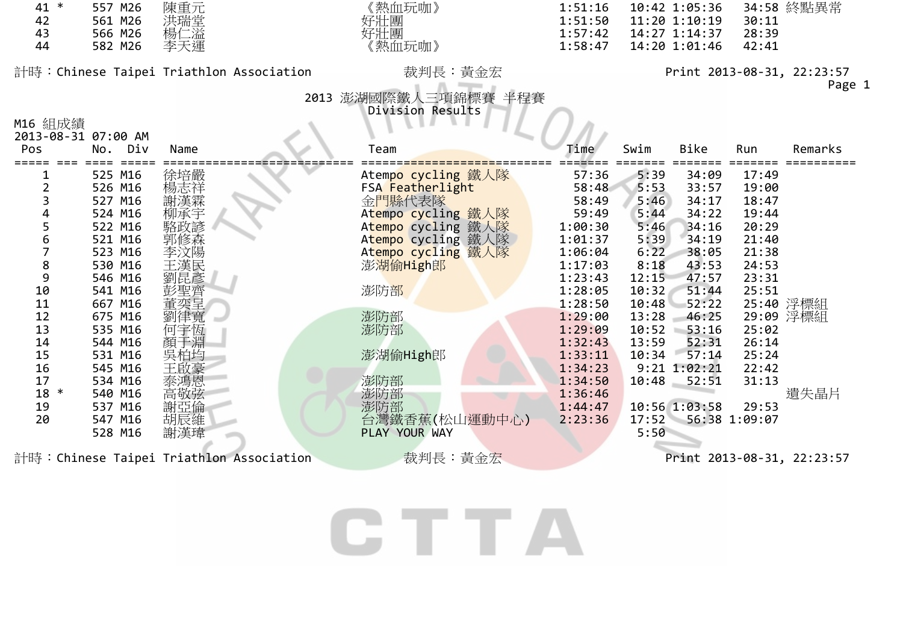| Pos | No. | Div | Name | Team | Time | Swim | Bike | Run | Remarks |
|---|---|---|---|---|---|---|---|---|---|
| 41 * | 557 | M26 | 陳重元 | 《熱血玩咖》 | 1:51:16 | 10:42 | 1:05:36 | 34:58 | 終點異常 |
| 42 | 561 | M26 | 洪瑞堂 | 好壯團 | 1:51:50 | 11:20 | 1:10:19 | 30:11 | |
| 43 | 566 | M26 | 楊仁溢 | 好壯團 | 1:57:42 | 14:27 | 1:14:37 | 28:39 | |
| 44 | 582 | M26 | 李天運 | 《熱血玩咖》 | 1:58:47 | 14:20 | 1:01:46 | 42:41 | |

計時：Chinese Taipei Triathlon Association　　裁判長：黃金宏　　Print 2013-08-31, 22:23:57

# 2013 澎湖國際鐵人三項錦標賽 半程賽

## Division Results

M16 組成績
2013-08-31 07:00 AM

| Pos | No. | Div | Name | Team | Time | Swim | Bike | Run | Remarks |
|---|---|---|---|---|---|---|---|---|---|
| 1 | 525 | M16 | 徐培嚴 | Atempo cycling 鐵人隊 | 57:36 | 5:39 | 34:09 | 17:49 | |
| 2 | 526 | M16 | 楊志祥 | FSA Featherlight | 58:48 | 5:53 | 33:57 | 19:00 | |
| 3 | 527 | M16 | 謝漢霖 | 金門縣代表隊 | 58:49 | 5:46 | 34:17 | 18:47 | |
| 4 | 524 | M16 | 柳承宇 | Atempo cycling 鐵人隊 | 59:49 | 5:44 | 34:22 | 19:44 | |
| 5 | 522 | M16 | 駱政諺 | Atempo cycling 鐵人隊 | 1:00:30 | 5:46 | 34:16 | 20:29 | |
| 6 | 521 | M16 | 郭修森 | Atempo cycling 鐵人隊 | 1:01:37 | 5:39 | 34:19 | 21:40 | |
| 7 | 523 | M16 | 李汶陽 | Atempo cycling 鐵人隊 | 1:06:04 | 6:22 | 38:05 | 21:38 | |
| 8 | 530 | M16 | 王漢民 | 澎湖偷High郎 | 1:17:03 | 8:18 | 43:53 | 24:53 | |
| 9 | 546 | M16 | 劉昆彥 | | 1:23:43 | 12:15 | 47:57 | 23:31 | |
| 10 | 541 | M16 | 彭聖齊 | 澎防部 | 1:28:05 | 10:32 | 51:44 | 25:51 | |
| 11 | 667 | M16 | 董奕呈 | | 1:28:50 | 10:48 | 52:22 | 25:40 | 浮標組 |
| 12 | 675 | M16 | 劉律寬 | 澎防部 | 1:29:00 | 13:28 | 46:25 | 29:09 | 浮標組 |
| 13 | 535 | M16 | 何宇恆 | 澎防部 | 1:29:09 | 10:52 | 53:16 | 25:02 | |
| 14 | 544 | M16 | 顏于淵 | | 1:32:43 | 13:59 | 52:31 | 26:14 | |
| 15 | 531 | M16 | 吳柏均 | 澎湖偷High郎 | 1:33:11 | 10:34 | 57:14 | 25:24 | |
| 16 | 545 | M16 | 王啟豪 | | 1:34:23 | 9:21 | 1:02:21 | 22:42 | |
| 17 | 534 | M16 | 泰鴻恩 | 澎防部 | 1:34:50 | 10:48 | 52:51 | 31:13 | |
| 18 * | 540 | M16 | 高敬弦 | 澎防部 | 1:36:46 | | | | 遺失晶片 |
| 19 | 537 | M16 | 謝亞倫 | 澎防部 | 1:44:47 | 10:56 | 1:03:58 | 29:53 | |
| 20 | 547 | M16 | 胡辰維 | 台灣鐵香蕉(松山運動中心) | 2:23:36 | 17:52 | 56:38 | 1:09:07 | |
| | 528 | M16 | 謝漢瑋 | PLAY YOUR WAY | | 5:50 | | | |

計時：Chinese Taipei Triathlon Association　　裁判長：黃金宏　　Print 2013-08-31, 22:23:57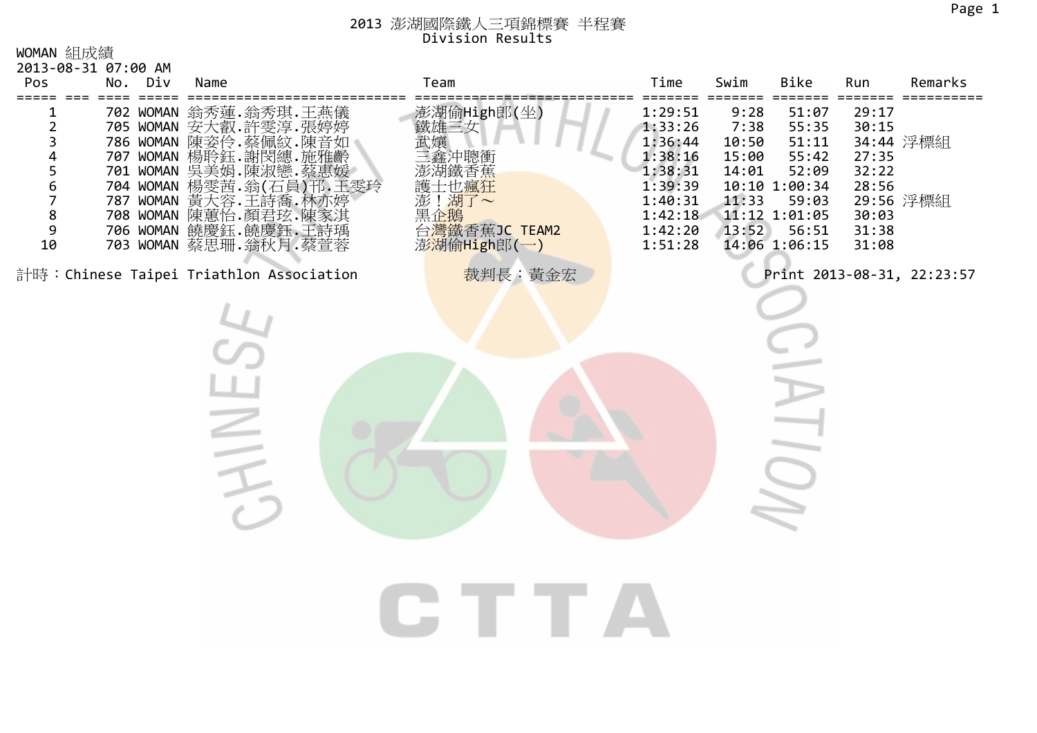# 2013 澎湖國際鐵人三項錦標賽 半程賽
## Division Results

WOMAN 組成績
2013-08-31 07:00 AM

| Pos | No. | Div | Name | Team | Time | Swim | Bike | Run | Remarks |
|---|---|---|---|---|---|---|---|---|---|
| 1 | 702 | WOMAN | 翁秀蓮.翁秀琪.王燕儀 | 澎湖偷High郎(坐) | 1:29:51 | 9:28 | 51:07 | 29:17 | |
| 2 | 705 | WOMAN | 安大叡.許雯淳.張婷婷 | 鐵雄三女 | 1:33:26 | 7:38 | 55:35 | 30:15 | |
| 3 | 786 | WOMAN | 陳姿伶.蔡佩紋.陳音如 | 武嬪 | 1:36:44 | 10:50 | 51:11 | 34:44 | 浮標組 |
| 4 | 707 | WOMAN | 楊聆鈺.謝閔總.施雅齡 | 三鑫沖聰衝 | 1:38:16 | 15:00 | 55:42 | 27:35 | |
| 5 | 701 | WOMAN | 吳美娟.陳淑戀.蔡惠媛 | 澎湖鐵香蕉 | 1:38:31 | 14:01 | 52:09 | 32:22 | |
| 6 | 704 | WOMAN | 楊雯茜.翁(石員)邗.王雯玲 | 護士也瘋狂 | 1:39:39 | 10:10 | 1:00:34 | 28:56 | |
| 7 | 787 | WOMAN | 黃大容.王詩喬.林亦婷 | 澎！湖了～ | 1:40:31 | 11:33 | 59:03 | 29:56 | 浮標組 |
| 8 | 708 | WOMAN | 陳蕙怡.顏君玹.陳家淇 | 黑企鵝 | 1:42:18 | 11:12 | 1:01:05 | 30:03 | |
| 9 | 706 | WOMAN | 饒慶鈺.饒慶鈺.王詩瑀 | 台灣鐵香蕉JC TEAM2 | 1:42:20 | 13:52 | 56:51 | 31:38 | |
| 10 | 703 | WOMAN | 蔡思珊.翁秋月.蔡萱蓉 | 澎湖偷High郎(一) | 1:51:28 | 14:06 | 1:06:15 | 31:08 | |

計時：Chinese Taipei Triathlon Association　　裁判長：黃金宏　　Print 2013-08-31, 22:23:57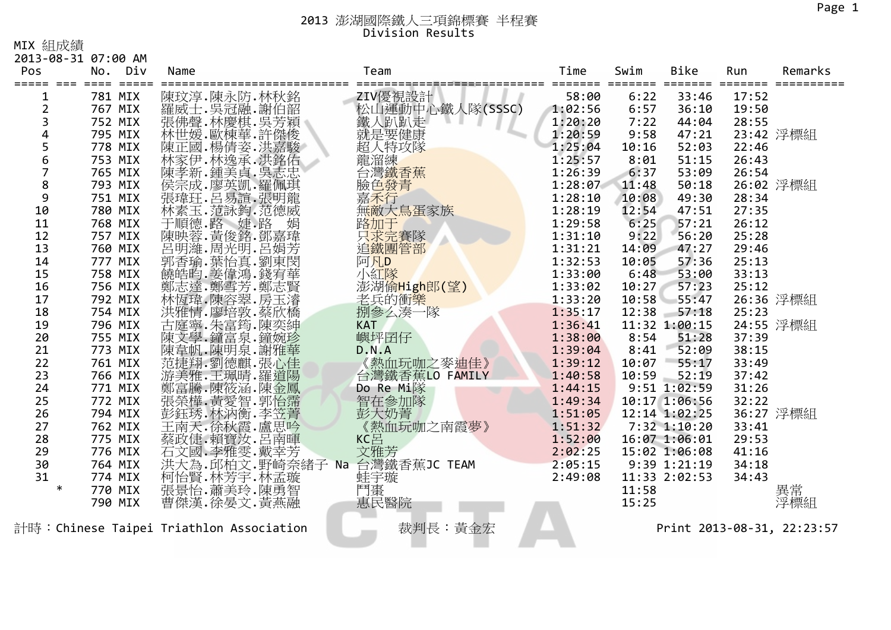# 2013 澎湖國際鐵人三項錦標賽 半程賽
## Division Results

MIX 組成績
2013-08-31 07:00 AM

| Pos | | No. | Div | Name | Team | Time | Swim | Bike | Run | Remarks |
|---|---|---|---|---|---|---|---|---|---|---|
| 1 | | 781 | MIX | 陳玟淳.陳永防.林秋銘 | ZIV優視設計 | 58:00 | 6:22 | 33:46 | 17:52 | |
| 2 | | 767 | MIX | 羅威士.吳冠融.謝伯韶 | 松山運動中心鐵人隊(SSSC) | 1:02:56 | 6:57 | 36:10 | 19:50 | |
| 3 | | 752 | MIX | 張佛聲.林慶棋.吳芳穎 | 鐵人趴趴走 | 1:20:20 | 7:22 | 44:04 | 28:55 | |
| 4 | | 795 | MIX | 林世媛.歐棟華.許傑俊 | 就是要健康 | 1:20:59 | 9:58 | 47:21 | 23:42 | 浮標組 |
| 5 | | 778 | MIX | 陳正國.楊倩姿.洪嘉駿 | 超人特攻隊 | 1:25:04 | 10:16 | 52:03 | 22:46 | |
| 6 | | 753 | MIX | 林家伊.林逸承.洪銘佑 | 龍溜練 | 1:25:57 | 8:01 | 51:15 | 26:43 | |
| 7 | | 765 | MIX | 陳孝新.鍾美貞.吳志忠 | 台灣鐵香蕉 | 1:26:39 | 6:37 | 53:09 | 26:54 | |
| 8 | | 793 | MIX | 侯宗成.廖英凱.羅佩琪 | 臉色發青 | 1:28:07 | 11:48 | 50:18 | 26:02 | 浮標組 |
| 9 | | 751 | MIX | 張瑋玨.呂易誼.張明龍 | 嘉禾行 | 1:28:10 | 10:08 | 49:30 | 28:34 | |
| 10 | | 780 | MIX | 林素玉.范詠鈞.范德威 | 無敵大鳥蛋家族 | 1:28:19 | 12:54 | 47:51 | 27:35 | |
| 11 | | 768 | MIX | 于順德.路　婕.路　娟 | 路加于 | 1:29:58 | 6:25 | 57:21 | 26:12 | |
| 12 | | 757 | MIX | 陳映蓉.黃俊銘.鄧嘉瑋 | 只求完賽隊 | 1:31:10 | 9:22 | 56:20 | 25:28 | |
| 13 | | 760 | MIX | 呂明維.周光明.呂娟芳 | 追鐵團管部 | 1:31:21 | 14:09 | 47:27 | 29:46 | |
| 14 | | 777 | MIX | 郭香瑜.葉怡真.劉東閔 | 阿凡D | 1:32:53 | 10:05 | 57:36 | 25:13 | |
| 15 | | 758 | MIX | 饒皓昀.姜偉鴻.錢宥華 | 小紅隊 | 1:33:00 | 6:48 | 53:00 | 33:13 | |
| 16 | | 756 | MIX | 鄭志達.鄭雪芳.鄭志賢 | 澎湖偷High郎(望) | 1:33:02 | 10:27 | 57:23 | 25:12 | |
| 17 | | 792 | MIX | 林恆瑋.陳容翠.房玉濬 | 老兵的衝樂 | 1:33:20 | 10:58 | 55:47 | 26:36 | 浮標組 |
| 18 | | 754 | MIX | 洪雅情.廖培敦.蔡欣橋 | 捌参么凑一隊 | 1:35:17 | 12:38 | 57:18 | 25:23 | |
| 19 | | 796 | MIX | 古庭寧.朱富筠.陳奕紳 | KAT | 1:36:41 | 11:32 | 1:00:15 | 24:55 | 浮標組 |
| 20 | | 755 | MIX | 陳文學.鐘富泉.鐘婉珍 | 嶼坪囝仔 | 1:38:00 | 8:54 | 51:28 | 37:39 | |
| 21 | | 773 | MIX | 陳韋帆.陳明泉.謝雅華 | D.N.A | 1:39:04 | 8:41 | 52:09 | 38:15 | |
| 22 | | 761 | MIX | 范捷翔.劉德麒.張心佳 | 《熱血玩咖之麥迪佳》 | 1:39:12 | 10:07 | 55:17 | 33:49 | |
| 23 | | 766 | MIX | 游美雅.王珮晴.羅道陽 | 台灣鐵香蕉LO FAMILY | 1:40:58 | 10:59 | 52:19 | 37:42 | |
| 24 | | 771 | MIX | 鄭富騰.陳筱涵.陳金鳳 | Do Re Mi隊 | 1:44:15 | 9:51 | 1:02:59 | 31:26 | |
| 25 | | 772 | MIX | 張榮樺.黃愛智.郭怡霈 | 智在參加隊 | 1:49:34 | 10:17 | 1:06:56 | 32:22 | |
| 26 | | 794 | MIX | 彭鈺琇.林汭衡.李笠菁 | 彭大奶菁 | 1:51:05 | 12:14 | 1:02:25 | 36:27 | 浮標組 |
| 27 | | 762 | MIX | 王南天.徐秋霞.盧思吟 | 《熱血玩咖之南霞夢》 | 1:51:32 | 7:32 | 1:10:20 | 33:41 | |
| 28 | | 775 | MIX | 蔡政佳.賴寶汝.呂南暉 | KC呂 | 1:52:00 | 16:07 | 1:06:01 | 29:53 | |
| 29 | | 776 | MIX | 石文國.李雅雯.戴幸芳 | 文雅芳 | 2:02:25 | 15:02 | 1:06:08 | 41:16 | |
| 30 | | 764 | MIX | 洪大為.邱柏文.野崎奈緒子 Na | 台灣鐵香蕉JC TEAM | 2:05:15 | 9:39 | 1:21:19 | 34:18 | |
| 31 | | 774 | MIX | 柯怡賢.林芳宇.林孟璇 | 蛙宇璇 | 2:49:08 | 11:33 | 2:02:53 | 34:43 | |
| | * | 770 | MIX | 張景怡.蕭美玲.陳勇智 | 鬥棗 | | 11:58 | | | 異常 |
| | | 790 | MIX | 曹傑漢.徐晏文.黃燕融 | 惠民醫院 | | 15:25 | | | 浮標組 |

計時：Chinese Taipei Triathlon Association　　裁判長：黃金宏　　Print 2013-08-31, 22:23:57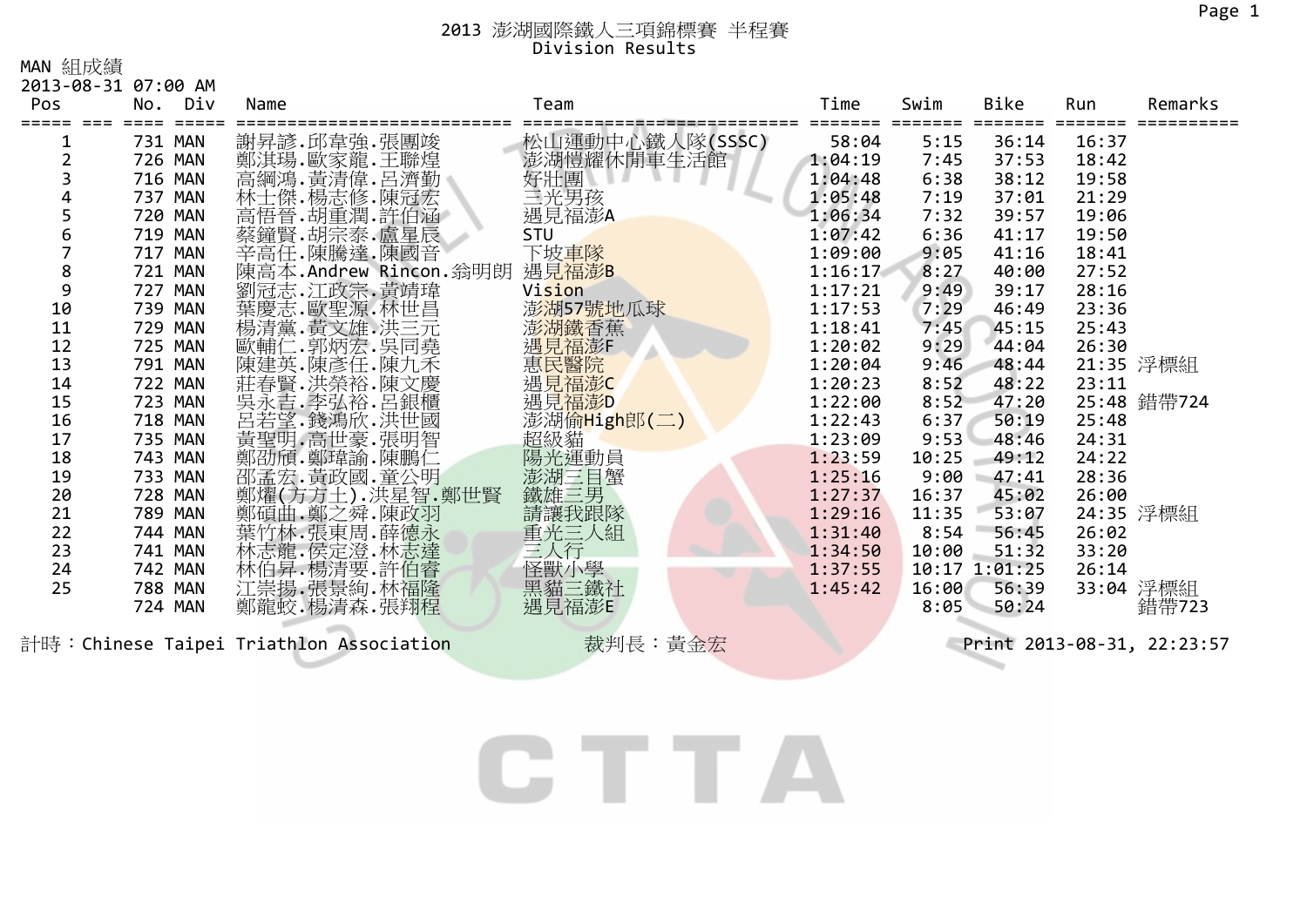# 2013 澎湖國際鐵人三項錦標賽 半程賽
## Division Results

MAN 組成績
2013-08-31 07:00 AM

| Pos | No. | Div | Name | Team | Time | Swim | Bike | Run | Remarks |
|---|---|---|---|---|---|---|---|---|---|
| 1 | 731 | MAN | 謝昇諺.邱韋強.張團竣 | 松山運動中心鐵人隊(SSSC) | 58:04 | 5:15 | 36:14 | 16:37 | |
| 2 | 726 | MAN | 鄭淇瑒.歐家龍.王聯煌 | 澎湖愷耀休閒車生活館 | 1:04:19 | 7:45 | 37:53 | 18:42 | |
| 3 | 716 | MAN | 高綱鴻.黃清偉.呂濟勤 | 好壯團 | 1:04:48 | 6:38 | 38:12 | 19:58 | |
| 4 | 737 | MAN | 林士傑.楊志修.陳冠宏 | 三光男孩 | 1:05:48 | 7:19 | 37:01 | 21:29 | |
| 5 | 720 | MAN | 高悟晉.胡重潤.許伯涵 | 遇見福澎A | 1:06:34 | 7:32 | 39:57 | 19:06 | |
| 6 | 719 | MAN | 蔡鐘賢.胡宗泰.盧星辰 | STU | 1:07:42 | 6:36 | 41:17 | 19:50 | |
| 7 | 717 | MAN | 辛高任.陳騰達.陳國音 | 下坡車隊 | 1:09:00 | 9:05 | 41:16 | 18:41 | |
| 8 | 721 | MAN | 陳高本.Andrew Rincon.翁明朗 | 遇見福澎B | 1:16:17 | 8:27 | 40:00 | 27:52 | |
| 9 | 727 | MAN | 劉冠志.江政宗.黃靖瑋 | Vision | 1:17:21 | 9:49 | 39:17 | 28:16 | |
| 10 | 739 | MAN | 葉慶志.歐聖源.林世昌 | 澎湖57號地瓜球 | 1:17:53 | 7:29 | 46:49 | 23:36 | |
| 11 | 729 | MAN | 楊清黨.黃文雄.洪三元 | 澎湖鐵香蕉 | 1:18:41 | 7:45 | 45:15 | 25:43 | |
| 12 | 725 | MAN | 歐輔仁.郭炳宏.吳同堯 | 遇見福澎F | 1:20:02 | 9:29 | 44:04 | 26:30 | |
| 13 | 791 | MAN | 陳建英.陳彥任.陳九禾 | 惠民醫院 | 1:20:04 | 9:46 | 48:44 | 21:35 | 浮標組 |
| 14 | 722 | MAN | 莊春賢.洪榮裕.陳文慶 | 遇見福澎C | 1:20:23 | 8:52 | 48:22 | 23:11 | |
| 15 | 723 | MAN | 吳永吉.李弘裕.呂銀櫃 | 遇見福澎D | 1:22:00 | 8:52 | 47:20 | 25:48 | 錯帶724 |
| 16 | 718 | MAN | 呂若望.錢鴻欣.洪世國 | 澎湖偷High郎(二) | 1:22:43 | 6:37 | 50:19 | 25:48 | |
| 17 | 735 | MAN | 黃聖明.高世豪.張明智 | 超級貓 | 1:23:09 | 9:53 | 48:46 | 24:31 | |
| 18 | 743 | MAN | 鄭劭頎.鄭瑋諭.陳鵬仁 | 陽光運動員 | 1:23:59 | 10:25 | 49:12 | 24:22 | |
| 19 | 733 | MAN | 邵孟宏.黃政國.童公明 | 澎湖三目蟹 | 1:25:16 | 9:00 | 47:41 | 28:36 | |
| 20 | 728 | MAN | 鄭燿(方方土).洪星智.鄭世賢 | 鐵雄三男 | 1:27:37 | 16:37 | 45:02 | 26:00 | |
| 21 | 789 | MAN | 鄭碩曲.鄭之舜.陳政羽 | 請讓我跟隊 | 1:29:16 | 11:35 | 53:07 | 24:35 | 浮標組 |
| 22 | 744 | MAN | 葉竹林.張東周.薛德永 | 重光三人組 | 1:31:40 | 8:54 | 56:45 | 26:02 | |
| 23 | 741 | MAN | 林志龍.侯定澄.林志達 | 三人行 | 1:34:50 | 10:00 | 51:32 | 33:20 | |
| 24 | 742 | MAN | 林伯昇.楊清要.許伯睿 | 怪獸小學 | 1:37:55 | 10:17 | 1:01:25 | 26:14 | |
| 25 | 788 | MAN | 江崇揚.張景絢.林福隆 | 黑貓三鐵社 | 1:45:42 | 16:00 | 56:39 | 33:04 | 浮標組 |
| | 724 | MAN | 鄭龍蛟.楊清森.張翔程 | 遇見福澎E | | 8:05 | 50:24 | | 錯帶723 |

計時：Chinese Taipei Triathlon Association　　裁判長：黃金宏　　Print 2013-08-31, 22:23:57